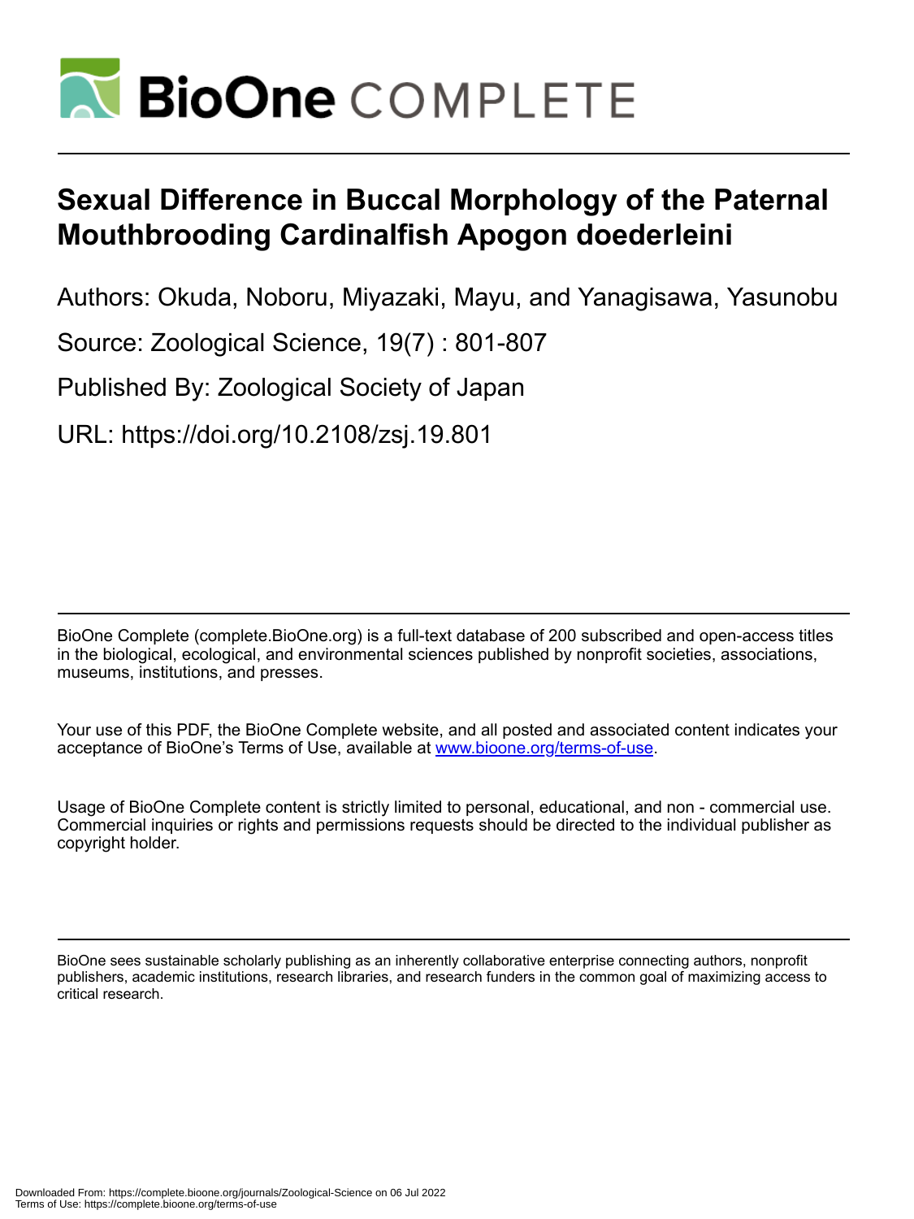# Sexual Difference in Buccal Morphology of the Paternal Mouthbrooding Cardinalfish Apogon doederleini

Authors: Okuda, Noboru, Miyazaki, Mayu, and Yanagisawa, Yasunobu

Source: Zoological Science, 19(7) : 801-807

Published By: Zoological Society of Japan

URL: https://doi.org/10.2108/zsj.19.801

BioOne Complete (complete.BioOne.org) is a full-text database of 200 subscribed and open-access titles in the biological, ecological, and environmental sciences published by nonprofit societies, associations, museums, institutions, and presses.

Your use of this PDF, the BioOne Complete website, and all posted and associated content indicates your acceptance of BioOne's Terms of Use, available at www.bioone.org/terms-of-use.

Usage of BioOne Complete content is strictly limited to personal, educational, and non - commercial use. Commercial inquiries or rights and permissions requests should be directed to the individual publisher as copyright holder.

BioOne sees sustainable scholarly publishing as an inherently collaborative enterprise connecting authors, nonprofit publishers, academic institutions, research libraries, and research funders in the common goal of maximizing access to critical research.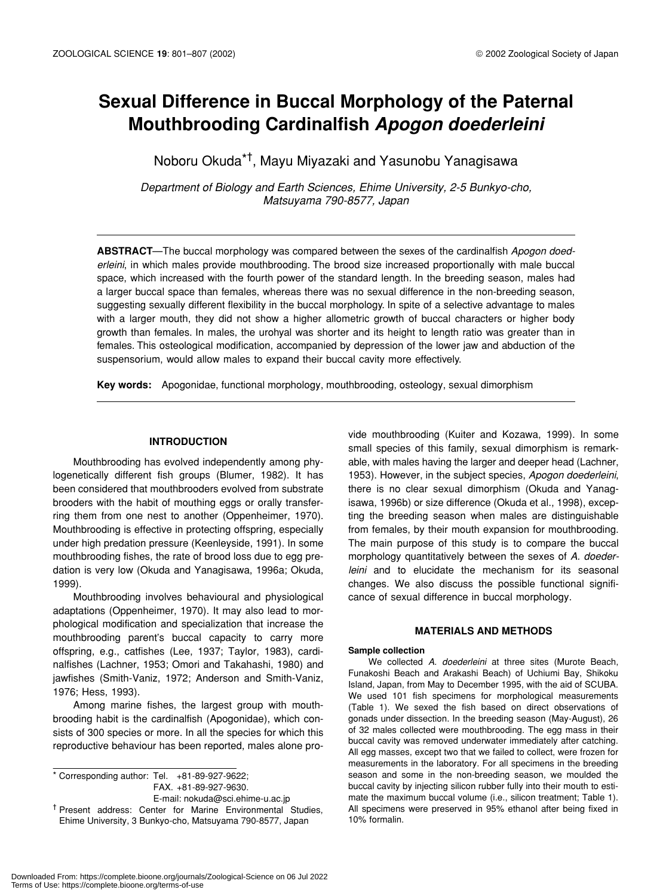# Sexual Difference in Buccal Morphology of the Paternal Mouthbrooding Cardinalfish *Apogon doederleini*

Noboru Okuda*†, Mayu Miyazaki and Yasunobu Yanagisawa

*Department of Biology and Earth Sciences, Ehime University, 2-5 Bunkyo-cho, Matsuyama 790-8577, Japan*

**ABSTRACT**—The buccal morphology was compared between the sexes of the cardinalfish *Apogon doederleini*, in which males provide mouthbrooding. The brood size increased proportionally with male buccal space, which increased with the fourth power of the standard length. In the breeding season, males had a larger buccal space than females, whereas there was no sexual difference in the non-breeding season, suggesting sexually different flexibility in the buccal morphology. In spite of a selective advantage to males with a larger mouth, they did not show a higher allometric growth of buccal characters or higher body growth than females. In males, the urohyal was shorter and its height to length ratio was greater than in females. This osteological modification, accompanied by depression of the lower jaw and abduction of the suspensorium, would allow males to expand their buccal cavity more effectively.

**Key words:** Apogonidae, functional morphology, mouthbrooding, osteology, sexual dimorphism

## INTRODUCTION

Mouthbrooding has evolved independently among phylogenetically different fish groups (Blumer, 1982). It has been considered that mouthbrooders evolved from substrate brooders with the habit of mouthing eggs or orally transferring them from one nest to another (Oppenheimer, 1970). Mouthbrooding is effective in protecting offspring, especially under high predation pressure (Keenleyside, 1991). In some mouthbrooding fishes, the rate of brood loss due to egg predation is very low (Okuda and Yanagisawa, 1996a; Okuda, 1999).

Mouthbrooding involves behavioural and physiological adaptations (Oppenheimer, 1970). It may also lead to morphological modification and specialization that increase the mouthbrooding parent's buccal capacity to carry more offspring, e.g., catfishes (Lee, 1937; Taylor, 1983), cardinalfishes (Lachner, 1953; Omori and Takahashi, 1980) and jawfishes (Smith-Vaniz, 1972; Anderson and Smith-Vaniz, 1976; Hess, 1993).

Among marine fishes, the largest group with mouthbrooding habit is the cardinalfish (Apogonidae), which consists of 300 species or more. In all the species for which this reproductive behaviour has been reported, males alone provide mouthbrooding (Kuiter and Kozawa, 1999). In some small species of this family, sexual dimorphism is remarkable, with males having the larger and deeper head (Lachner, 1953). However, in the subject species, *Apogon doederleini*, there is no clear sexual dimorphism (Okuda and Yanagisawa, 1996b) or size difference (Okuda et al., 1998), excepting the breeding season when males are distinguishable from females, by their mouth expansion for mouthbrooding. The main purpose of this study is to compare the buccal morphology quantitatively between the sexes of *A. doederleini* and to elucidate the mechanism for its seasonal changes. We also discuss the possible functional significance of sexual difference in buccal morphology.

## MATERIALS AND METHODS

### Sample collection

We collected *A. doederleini* at three sites (Murote Beach, Funakoshi Beach and Arakashi Beach) of Uchiumi Bay, Shikoku Island, Japan, from May to December 1995, with the aid of SCUBA. We used 101 fish specimens for morphological measurements (Table 1). We sexed the fish based on direct observations of gonads under dissection. In the breeding season (May-August), 26 of 32 males collected were mouthbrooding. The egg mass in their buccal cavity was removed underwater immediately after catching. All egg masses, except two that we failed to collect, were frozen for measurements in the laboratory. For all specimens in the breeding season and some in the non-breeding season, we moulded the buccal cavity by injecting silicon rubber fully into their mouth to estimate the maximum buccal volume (i.e., silicon treatment; Table 1). All specimens were preserved in 95% ethanol after being fixed in 10% formalin.

---

\* Corresponding author: Tel. +81-89-927-9622; FAX. +81-89-927-9630. E-mail: nokuda@sci.ehime-u.ac.jp

† Present address: Center for Marine Environmental Studies, Ehime University, 3 Bunkyo-cho, Matsuyama 790-8577, Japan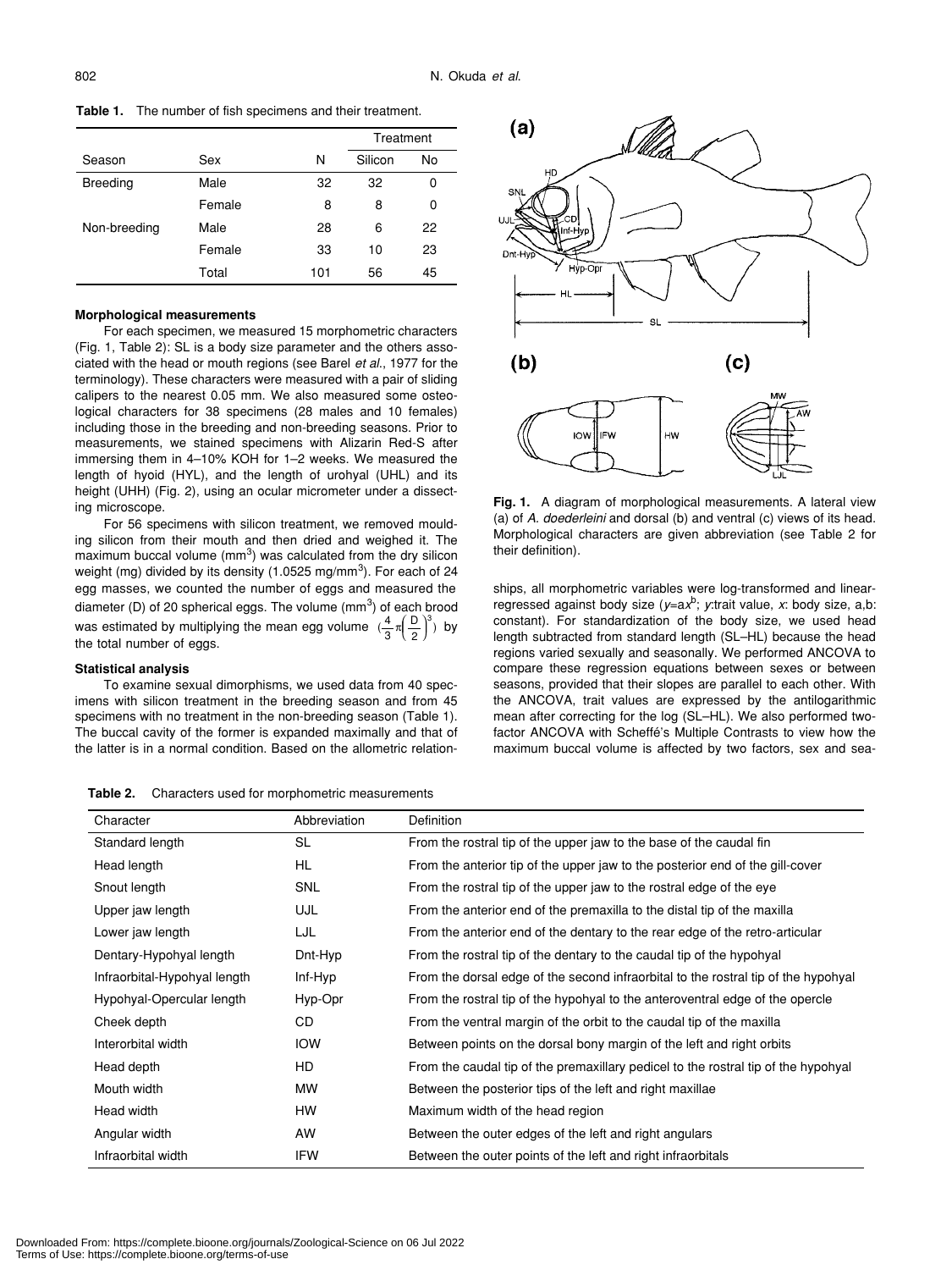**Table 1.** The number of fish specimens and their treatment.

| Season | Sex | N | Treatment | |
|---|---|---|---|---|
| | | | Silicon | No |
| Breeding | Male | 32 | 32 | 0 |
| | Female | 8 | 8 | 0 |
| Non-breeding | Male | 28 | 6 | 22 |
| | Female | 33 | 10 | 23 |
| | Total | 101 | 56 | 45 |

### Morphological measurements

For each specimen, we measured 15 morphometric characters (Fig. 1, Table 2): SL is a body size parameter and the others associated with the head or mouth regions (see Barel *et al*., 1977 for the terminology). These characters were measured with a pair of sliding calipers to the nearest 0.05 mm. We also measured some osteological characters for 38 specimens (28 males and 10 females) including those in the breeding and non-breeding seasons. Prior to measurements, we stained specimens with Alizarin Red-S after immersing them in 4–10% KOH for 1–2 weeks. We measured the length of hyoid (HYL), and the length of urohyal (UHL) and its height (UHH) (Fig. 2), using an ocular micrometer under a dissecting microscope.

For 56 specimens with silicon treatment, we removed moulding silicon from their mouth and then dried and weighed it. The maximum buccal volume ($mm^3$) was calculated from the dry silicon weight (mg) divided by its density (1.0525 $mg/mm^3$). For each of 24 egg masses, we counted the number of eggs and measured the diameter (D) of 20 spherical eggs. The volume ($mm^3$) of each brood was estimated by multiplying the mean egg volume ($\frac{4}{3}\pi\left(\frac{D}{2}\right)^3$) by the total number of eggs.

### Statistical analysis

To examine sexual dimorphisms, we used data from 40 specimens with silicon treatment in the breeding season and from 45 specimens with no treatment in the non-breeding season (Table 1). The buccal cavity of the former is expanded maximally and that of the latter is in a normal condition. Based on the allometric relationships, all morphometric variables were log-transformed and linear-regressed against body size ($y=ax^b$; *y*:trait value, *x*: body size, a,b: constant). For standardization of the body size, we used head length subtracted from standard length (SL–HL) because the head regions varied sexually and seasonally. We performed ANCOVA to compare these regression equations between sexes or between seasons, provided that their slopes are parallel to each other. With the ANCOVA, trait values are expressed by the antilogarithmic mean after correcting for the log (SL–HL). We also performed two-factor ANCOVA with Scheffé's Multiple Contrasts to view how the maximum buccal volume is affected by two factors, sex and sea-

(a)

HD
SNL
UJL
CD
Inf-Hyp
Dnt-Hyp
Hyp-Opr
HL
SL

(b)

IOW
IFW
HW

(c)

MW
AW
LJL

**Fig. 1.** A diagram of morphological measurements. A lateral view (a) of *A. doederleini* and dorsal (b) and ventral (c) views of its head. Morphological characters are given abbreviation (see Table 2 for their definition).

**Table 2.** Characters used for morphometric measurements

| Character | Abbreviation | Definition |
|---|---|---|
| Standard length | SL | From the rostral tip of the upper jaw to the base of the caudal fin |
| Head length | HL | From the anterior tip of the upper jaw to the posterior end of the gill-cover |
| Snout length | SNL | From the rostral tip of the upper jaw to the rostral edge of the eye |
| Upper jaw length | UJL | From the anterior end of the premaxilla to the distal tip of the maxilla |
| Lower jaw length | LJL | From the anterior end of the dentary to the rear edge of the retro-articular |
| Dentary-Hypohyal length | Dnt-Hyp | From the rostral tip of the dentary to the caudal tip of the hypohyal |
| Infraorbital-Hypohyal length | Inf-Hyp | From the dorsal edge of the second infraorbital to the rostral tip of the hypohyal |
| Hypohyal-Opercular length | Hyp-Opr | From the rostral tip of the hypohyal to the anteroventral edge of the opercle |
| Cheek depth | CD | From the ventral margin of the orbit to the caudal tip of the maxilla |
| Interorbital width | IOW | Between points on the dorsal bony margin of the left and right orbits |
| Head depth | HD | From the caudal tip of the premaxillary pedicel to the rostral tip of the hypohyal |
| Mouth width | MW | Between the posterior tips of the left and right maxillae |
| Head width | HW | Maximum width of the head region |
| Angular width | AW | Between the outer edges of the left and right angulars |
| Infraorbital width | IFW | Between the outer points of the left and right infraorbitals |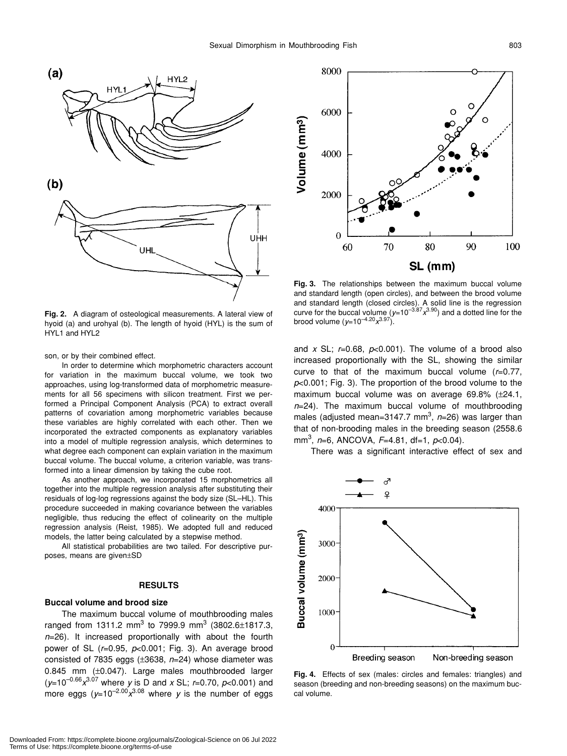**Fig. 2.** A diagram of osteological measurements. A lateral view of hyoid (a) and urohyal (b). The length of hyoid (HYL) is the sum of HYL1 and HYL2

son, or by their combined effect.

In order to determine which morphometric characters account for variation in the maximum buccal volume, we took two approaches, using log-transformed data of morphometric measurements for all 56 specimens with silicon treatment. First we performed a Principal Component Analysis (PCA) to extract overall patterns of covariation among morphometric variables because these variables are highly correlated with each other. Then we incorporated the extracted components as explanatory variables into a model of multiple regression analysis, which determines to what degree each component can explain variation in the maximum buccal volume. The buccal volume, a criterion variable, was transformed into a linear dimension by taking the cube root.

As another approach, we incorporated 15 morphometrics all together into the multiple regression analysis after substituting their residuals of log-log regressions against the body size (SL–HL). This procedure succeeded in making covariance between the variables negligible, thus reducing the effect of colinearity on the multiple regression analysis (Reist, 1985). We adopted full and reduced models, the latter being calculated by a stepwise method.

All statistical probabilities are two tailed. For descriptive purposes, means are given±SD

## RESULTS

### Buccal volume and brood size

The maximum buccal volume of mouthbrooding males ranged from 1311.2 mm$^3$ to 7999.9 mm$^3$ (3802.6±1817.3, $n$=26). It increased proportionally with about the fourth power of SL ($r$=0.95, $p$<0.001; Fig. 3). An average brood consisted of 7835 eggs (±3638, $n$=24) whose diameter was 0.845 mm (±0.047). Large males mouthbrooded larger ($y=10^{-0.66}x^{3.07}$ where $y$ is D and $x$ SL; $r$=0.70, $p$<0.001) and more eggs ($y=10^{-2.00}x^{3.08}$ where $y$ is the number of eggs and $x$ SL; $r$=0.68, $p$<0.001). The volume of a brood also increased proportionally with the SL, showing the similar curve to that of the maximum buccal volume ($r$=0.77, $p$<0.001; Fig. 3). The proportion of the brood volume to the maximum buccal volume was on average 69.8% (±24.1, $n$=24). The maximum buccal volume of mouthbrooding males (adjusted mean=3147.7 mm$^3$, $n$=26) was larger than that of non-brooding males in the breeding season (2558.6 mm$^3$, $n$=6, ANCOVA, $F$=4.81, df=1, $p$<0.04).

There was a significant interactive effect of sex and

**Fig. 3.** The relationships between the maximum buccal volume and standard length (open circles), and between the brood volume and standard length (closed circles). A solid line is the regression curve for the buccal volume ($y=10^{-3.87}x^{3.90}$) and a dotted line for the brood volume ($y=10^{-4.20}x^{3.97}$).

**Fig. 4.** Effects of sex (males: circles and females: triangles) and season (breeding and non-breeding seasons) on the maximum buccal volume.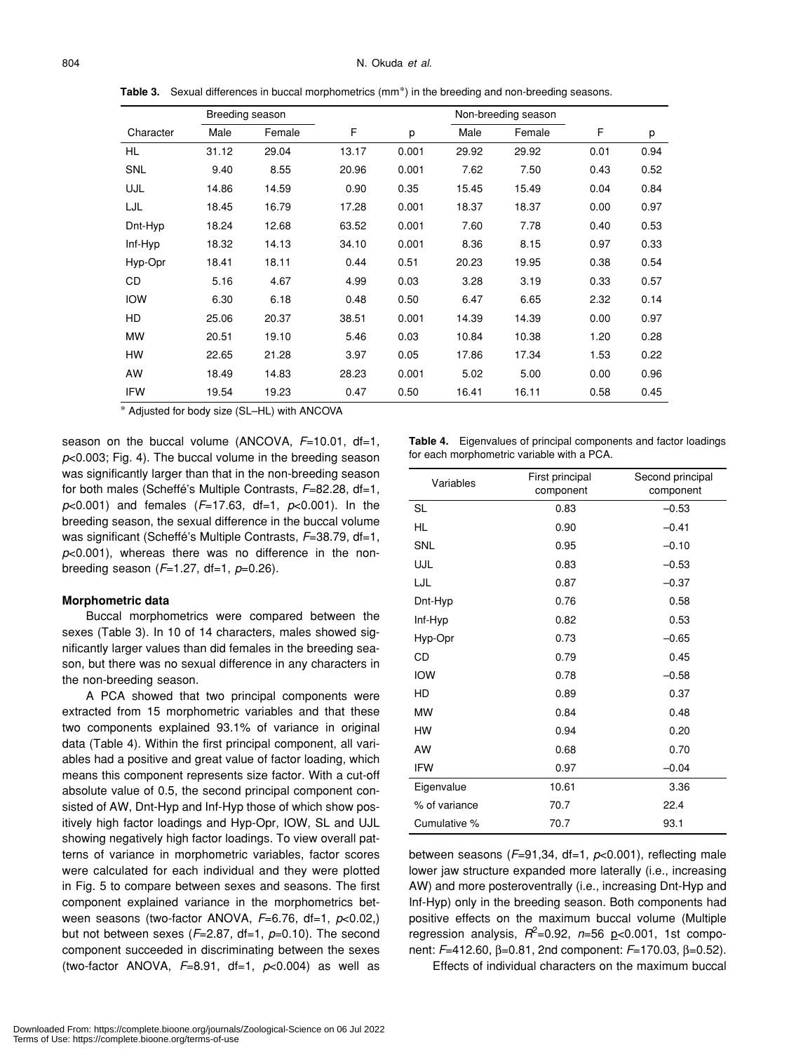**Table 3.** Sexual differences in buccal morphometrics (mm*) in the breeding and non-breeding seasons.

| | Breeding season | | | | Non-breeding season | | | |
|---|---|---|---|---|---|---|---|---|
| Character | Male | Female | F | p | Male | Female | F | p |
| HL | 31.12 | 29.04 | 13.17 | 0.001 | 29.92 | 29.92 | 0.01 | 0.94 |
| SNL | 9.40 | 8.55 | 20.96 | 0.001 | 7.62 | 7.50 | 0.43 | 0.52 |
| UJL | 14.86 | 14.59 | 0.90 | 0.35 | 15.45 | 15.49 | 0.04 | 0.84 |
| LJL | 18.45 | 16.79 | 17.28 | 0.001 | 18.37 | 18.37 | 0.00 | 0.97 |
| Dnt-Hyp | 18.24 | 12.68 | 63.52 | 0.001 | 7.60 | 7.78 | 0.40 | 0.53 |
| Inf-Hyp | 18.32 | 14.13 | 34.10 | 0.001 | 8.36 | 8.15 | 0.97 | 0.33 |
| Hyp-Opr | 18.41 | 18.11 | 0.44 | 0.51 | 20.23 | 19.95 | 0.38 | 0.54 |
| CD | 5.16 | 4.67 | 4.99 | 0.03 | 3.28 | 3.19 | 0.33 | 0.57 |
| IOW | 6.30 | 6.18 | 0.48 | 0.50 | 6.47 | 6.65 | 2.32 | 0.14 |
| HD | 25.06 | 20.37 | 38.51 | 0.001 | 14.39 | 14.39 | 0.00 | 0.97 |
| MW | 20.51 | 19.10 | 5.46 | 0.03 | 10.84 | 10.38 | 1.20 | 0.28 |
| HW | 22.65 | 21.28 | 3.97 | 0.05 | 17.86 | 17.34 | 1.53 | 0.22 |
| AW | 18.49 | 14.83 | 28.23 | 0.001 | 5.02 | 5.00 | 0.00 | 0.96 |
| IFW | 19.54 | 19.23 | 0.47 | 0.50 | 16.41 | 16.11 | 0.58 | 0.45 |

* Adjusted for body size (SL–HL) with ANCOVA

season on the buccal volume (ANCOVA, $F$=10.01, df=1, $p$<0.003; Fig. 4). The buccal volume in the breeding season was significantly larger than that in the non-breeding season for both males (Scheffé's Multiple Contrasts, $F$=82.28, df=1, $p$<0.001) and females ($F$=17.63, df=1, $p$<0.001). In the breeding season, the sexual difference in the buccal volume was significant (Scheffé's Multiple Contrasts, $F$=38.79, df=1, $p$<0.001), whereas there was no difference in the non-breeding season ($F$=1.27, df=1, $p$=0.26).

### Morphometric data

Buccal morphometrics were compared between the sexes (Table 3). In 10 of 14 characters, males showed significantly larger values than did females in the breeding season, but there was no sexual difference in any characters in the non-breeding season.

A PCA showed that two principal components were extracted from 15 morphometric variables and that these two components explained 93.1% of variance in original data (Table 4). Within the first principal component, all variables had a positive and great value of factor loading, which means this component represents size factor. With a cut-off absolute value of 0.5, the second principal component consisted of AW, Dnt-Hyp and Inf-Hyp those of which show positively high factor loadings and Hyp-Opr, IOW, SL and UJL showing negatively high factor loadings. To view overall patterns of variance in morphometric variables, factor scores were calculated for each individual and they were plotted in Fig. 5 to compare between sexes and seasons. The first component explained variance in the morphometrics between seasons (two-factor ANOVA, $F$=6.76, df=1, $p$<0.02,) but not between sexes ($F$=2.87, df=1, $p$=0.10). The second component succeeded in discriminating between the sexes (two-factor ANOVA, $F$=8.91, df=1, $p$<0.004) as well as between seasons ($F$=91,34, df=1, $p$<0.001), reflecting male lower jaw structure expanded more laterally (i.e., increasing AW) and more posteroventrally (i.e., increasing Dnt-Hyp and Inf-Hyp) only in the breeding season. Both components had positive effects on the maximum buccal volume (Multiple regression analysis, $R^2$=0.92, $n$=56 $p$<0.001, 1st component: $F$=412.60, $\beta$=0.81, 2nd component: $F$=170.03, $\beta$=0.52).

**Table 4.** Eigenvalues of principal components and factor loadings for each morphometric variable with a PCA.

| Variables | First principal component | Second principal component |
|---|---|---|
| SL | 0.83 | –0.53 |
| HL | 0.90 | –0.41 |
| SNL | 0.95 | –0.10 |
| UJL | 0.83 | –0.53 |
| LJL | 0.87 | –0.37 |
| Dnt-Hyp | 0.76 | 0.58 |
| Inf-Hyp | 0.82 | 0.53 |
| Hyp-Opr | 0.73 | –0.65 |
| CD | 0.79 | 0.45 |
| IOW | 0.78 | –0.58 |
| HD | 0.89 | 0.37 |
| MW | 0.84 | 0.48 |
| HW | 0.94 | 0.20 |
| AW | 0.68 | 0.70 |
| IFW | 0.97 | –0.04 |
| Eigenvalue | 10.61 | 3.36 |
| % of variance | 70.7 | 22.4 |
| Cumulative % | 70.7 | 93.1 |

Effects of individual characters on the maximum buccal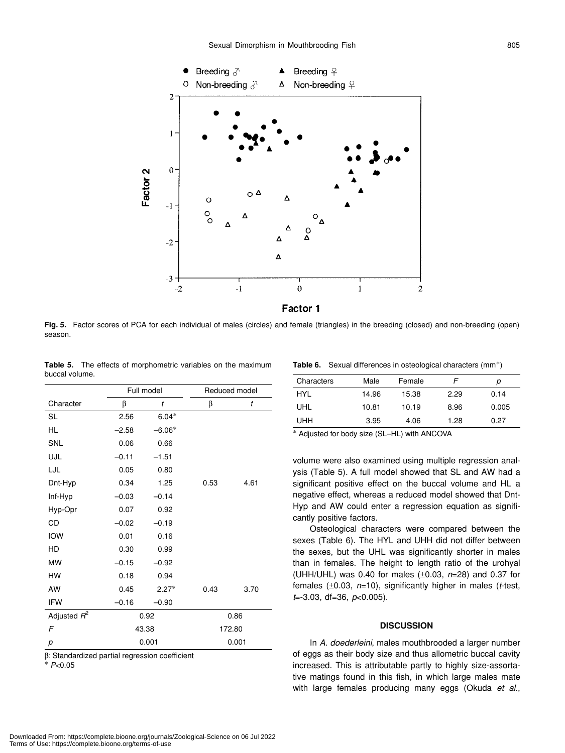**Fig. 5.** Factor scores of PCA for each individual of males (circles) and female (triangles) in the breeding (closed) and non-breeding (open) season.

**Table 5.** The effects of morphometric variables on the maximum buccal volume.

| | Full model | | Reduced model | |
|---|---|---|---|---|
| Character | β | *t* | β | *t* |
| SL | 2.56 | 6.04* | | |
| HL | –2.58 | –6.06* | | |
| SNL | 0.06 | 0.66 | | |
| UJL | –0.11 | –1.51 | | |
| LJL | 0.05 | 0.80 | | |
| Dnt-Hyp | 0.34 | 1.25 | 0.53 | 4.61 |
| Inf-Hyp | –0.03 | –0.14 | | |
| Hyp-Opr | 0.07 | 0.92 | | |
| CD | –0.02 | –0.19 | | |
| IOW | 0.01 | 0.16 | | |
| HD | 0.30 | 0.99 | | |
| MW | –0.15 | –0.92 | | |
| HW | 0.18 | 0.94 | | |
| AW | 0.45 | 2.27* | 0.43 | 3.70 |
| IFW | –0.16 | –0.90 | | |
| Adjusted $R^2$ | 0.92 | | 0.86 | |
| *F* | 43.38 | | 172.80 | |
| *p* | 0.001 | | 0.001 | |

β: Standardized partial regression coefficient
* $P<0.05$

**Table 6.** Sexual differences in osteological characters (mm*)

| Characters | Male | Female | *F* | *p* |
|---|---|---|---|---|
| HYL | 14.96 | 15.38 | 2.29 | 0.14 |
| UHL | 10.81 | 10.19 | 8.96 | 0.005 |
| UHH | 3.95 | 4.06 | 1.28 | 0.27 |

* Adjusted for body size (SL–HL) with ANCOVA

volume were also examined using multiple regression analysis (Table 5). A full model showed that SL and AW had a significant positive effect on the buccal volume and HL a negative effect, whereas a reduced model showed that Dnt-Hyp and AW could enter a regression equation as significantly positive factors.

Osteological characters were compared between the sexes (Table 6). The HYL and UHH did not differ between the sexes, but the UHL was significantly shorter in males than in females. The height to length ratio of the urohyal (UHH/UHL) was 0.40 for males (±0.03, $n$=28) and 0.37 for females (±0.03, $n$=10), significantly higher in males (*t*-test, $t$=-3.03, df=36, $p$<0.005).

## DISCUSSION

In *A. doederleini*, males mouthbrooded a larger number of eggs as their body size and thus allometric buccal cavity increased. This is attributable partly to highly size-assortative matings found in this fish, in which large males mate with large females producing many eggs (Okuda *et al.*,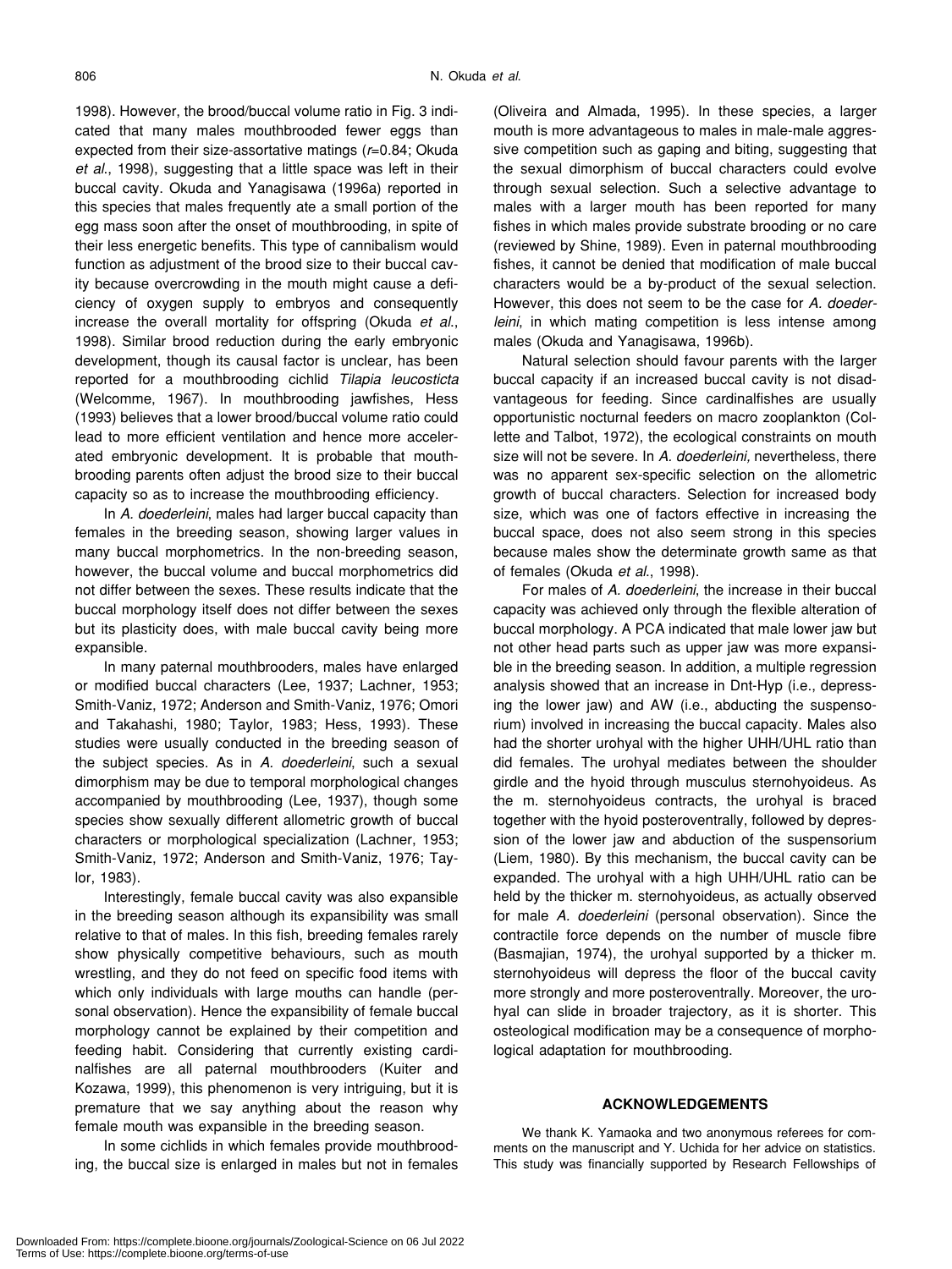1998). However, the brood/buccal volume ratio in Fig. 3 indicated that many males mouthbrooded fewer eggs than expected from their size-assortative matings ($r$=0.84; Okuda *et al*., 1998), suggesting that a little space was left in their buccal cavity. Okuda and Yanagisawa (1996a) reported in this species that males frequently ate a small portion of the egg mass soon after the onset of mouthbrooding, in spite of their less energetic benefits. This type of cannibalism would function as adjustment of the brood size to their buccal cavity because overcrowding in the mouth might cause a deficiency of oxygen supply to embryos and consequently increase the overall mortality for offspring (Okuda *et al*., 1998). Similar brood reduction during the early embryonic development, though its causal factor is unclear, has been reported for a mouthbrooding cichlid *Tilapia leucosticta* (Welcomme, 1967). In mouthbrooding jawfishes, Hess (1993) believes that a lower brood/buccal volume ratio could lead to more efficient ventilation and hence more accelerated embryonic development. It is probable that mouthbrooding parents often adjust the brood size to their buccal capacity so as to increase the mouthbrooding efficiency.

In *A. doederleini*, males had larger buccal capacity than females in the breeding season, showing larger values in many buccal morphometrics. In the non-breeding season, however, the buccal volume and buccal morphometrics did not differ between the sexes. These results indicate that the buccal morphology itself does not differ between the sexes but its plasticity does, with male buccal cavity being more expansible.

In many paternal mouthbrooders, males have enlarged or modified buccal characters (Lee, 1937; Lachner, 1953; Smith-Vaniz, 1972; Anderson and Smith-Vaniz, 1976; Omori and Takahashi, 1980; Taylor, 1983; Hess, 1993). These studies were usually conducted in the breeding season of the subject species. As in *A. doederleini*, such a sexual dimorphism may be due to temporal morphological changes accompanied by mouthbrooding (Lee, 1937), though some species show sexually different allometric growth of buccal characters or morphological specialization (Lachner, 1953; Smith-Vaniz, 1972; Anderson and Smith-Vaniz, 1976; Taylor, 1983).

Interestingly, female buccal cavity was also expansible in the breeding season although its expansibility was small relative to that of males. In this fish, breeding females rarely show physically competitive behaviours, such as mouth wrestling, and they do not feed on specific food items with which only individuals with large mouths can handle (personal observation). Hence the expansibility of female buccal morphology cannot be explained by their competition and feeding habit. Considering that currently existing cardinalfishes are all paternal mouthbrooders (Kuiter and Kozawa, 1999), this phenomenon is very intriguing, but it is premature that we say anything about the reason why female mouth was expansible in the breeding season.

In some cichlids in which females provide mouthbrooding, the buccal size is enlarged in males but not in females (Oliveira and Almada, 1995). In these species, a larger mouth is more advantageous to males in male-male aggressive competition such as gaping and biting, suggesting that the sexual dimorphism of buccal characters could evolve through sexual selection. Such a selective advantage to males with a larger mouth has been reported for many fishes in which males provide substrate brooding or no care (reviewed by Shine, 1989). Even in paternal mouthbrooding fishes, it cannot be denied that modification of male buccal characters would be a by-product of the sexual selection. However, this does not seem to be the case for *A. doederleini*, in which mating competition is less intense among males (Okuda and Yanagisawa, 1996b).

Natural selection should favour parents with the larger buccal capacity if an increased buccal cavity is not disadvantageous for feeding. Since cardinalfishes are usually opportunistic nocturnal feeders on macro zooplankton (Collette and Talbot, 1972), the ecological constraints on mouth size will not be severe. In *A. doederleini,* nevertheless, there was no apparent sex-specific selection on the allometric growth of buccal characters. Selection for increased body size, which was one of factors effective in increasing the buccal space, does not also seem strong in this species because males show the determinate growth same as that of females (Okuda *et al*., 1998).

For males of *A. doederleini*, the increase in their buccal capacity was achieved only through the flexible alteration of buccal morphology. A PCA indicated that male lower jaw but not other head parts such as upper jaw was more expansible in the breeding season. In addition, a multiple regression analysis showed that an increase in Dnt-Hyp (i.e., depressing the lower jaw) and AW (i.e., abducting the suspensorium) involved in increasing the buccal capacity. Males also had the shorter urohyal with the higher UHH/UHL ratio than did females. The urohyal mediates between the shoulder girdle and the hyoid through musculus sternohyoideus. As the m. sternohyoideus contracts, the urohyal is braced together with the hyoid posteroventrally, followed by depression of the lower jaw and abduction of the suspensorium (Liem, 1980). By this mechanism, the buccal cavity can be expanded. The urohyal with a high UHH/UHL ratio can be held by the thicker m. sternohyoideus, as actually observed for male *A. doederleini* (personal observation). Since the contractile force depends on the number of muscle fibre (Basmajian, 1974), the urohyal supported by a thicker m. sternohyoideus will depress the floor of the buccal cavity more strongly and more posteroventrally. Moreover, the urohyal can slide in broader trajectory, as it is shorter. This osteological modification may be a consequence of morphological adaptation for mouthbrooding.

## ACKNOWLEDGEMENTS

We thank K. Yamaoka and two anonymous referees for comments on the manuscript and Y. Uchida for her advice on statistics. This study was financially supported by Research Fellowships of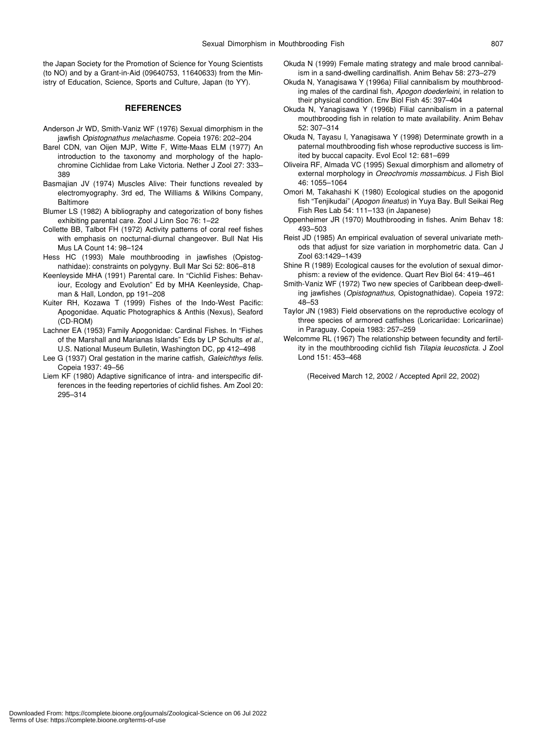the Japan Society for the Promotion of Science for Young Scientists (to NO) and by a Grant-in-Aid (09640753, 11640633) from the Ministry of Education, Science, Sports and Culture, Japan (to YY).

## REFERENCES

Anderson Jr WD, Smith-Vaniz WF (1976) Sexual dimorphism in the jawfish *Opistognathus melachasme*. Copeia 1976: 202–204

Barel CDN, van Oijen MJP, Witte F, Witte-Maas ELM (1977) An introduction to the taxonomy and morphology of the haplochromine Cichlidae from Lake Victoria. Nether J Zool 27: 333–389

Basmajian JV (1974) Muscles Alive: Their functions revealed by electromyography. 3rd ed, The Williams & Wilkins Company, Baltimore

Blumer LS (1982) A bibliography and categorization of bony fishes exhibiting parental care. Zool J Linn Soc 76: 1–22

Collette BB, Talbot FH (1972) Activity patterns of coral reef fishes with emphasis on nocturnal-diurnal changeover. Bull Nat His Mus LA Count 14: 98–124

Hess HC (1993) Male mouthbrooding in jawfishes (Opistognathidae): constraints on polygyny. Bull Mar Sci 52: 806–818

Keenleyside MHA (1991) Parental care. In "Cichlid Fishes: Behaviour, Ecology and Evolution" Ed by MHA Keenleyside, Chapman & Hall, London, pp 191–208

Kuiter RH, Kozawa T (1999) Fishes of the Indo-West Pacific: Apogonidae. Aquatic Photographics & Anthis (Nexus), Seaford (CD-ROM)

Lachner EA (1953) Family Apogonidae: Cardinal Fishes. In "Fishes of the Marshall and Marianas Islands" Eds by LP Schults *et al.*, U.S. National Museum Bulletin, Washington DC, pp 412–498

Lee G (1937) Oral gestation in the marine catfish, *Galeichthys felis*. Copeia 1937: 49–56

Liem KF (1980) Adaptive significance of intra- and interspecific differences in the feeding repertories of cichlid fishes. Am Zool 20: 295–314

Okuda N (1999) Female mating strategy and male brood cannibalism in a sand-dwelling cardinalfish. Anim Behav 58: 273–279

Okuda N, Yanagisawa Y (1996a) Filial cannibalism by mouthbrooding males of the cardinal fish, *Apogon doederleini*, in relation to their physical condition. Env Biol Fish 45: 397–404

Okuda N, Yanagisawa Y (1996b) Filial cannibalism in a paternal mouthbrooding fish in relation to mate availability. Anim Behav 52: 307–314

Okuda N, Tayasu I, Yanagisawa Y (1998) Determinate growth in a paternal mouthbrooding fish whose reproductive success is limited by buccal capacity. Evol Ecol 12: 681–699

Oliveira RF, Almada VC (1995) Sexual dimorphism and allometry of external morphology in *Oreochromis mossambicus*. J Fish Biol 46: 1055–1064

Omori M, Takahashi K (1980) Ecological studies on the apogonid fish "Tenjikudai" (*Apogon lineatus*) in Yuya Bay. Bull Seikai Reg Fish Res Lab 54: 111–133 (in Japanese)

Oppenheimer JR (1970) Mouthbrooding in fishes. Anim Behav 18: 493–503

Reist JD (1985) An empirical evaluation of several univariate methods that adjust for size variation in morphometric data. Can J Zool 63:1429–1439

Shine R (1989) Ecological causes for the evolution of sexual dimorphism: a review of the evidence. Quart Rev Biol 64: 419–461

Smith-Vaniz WF (1972) Two new species of Caribbean deep-dwelling jawfishes (*Opistognathus,* Opistognathidae). Copeia 1972: 48–53

Taylor JN (1983) Field observations on the reproductive ecology of three species of armored catfishes (Loricariidae: Loricariinae) in Paraguay. Copeia 1983: 257–259

Welcomme RL (1967) The relationship between fecundity and fertility in the mouthbrooding cichlid fish *Tilapia leucosticta*. J Zool Lond 151: 453–468

(Received March 12, 2002 / Accepted April 22, 2002)